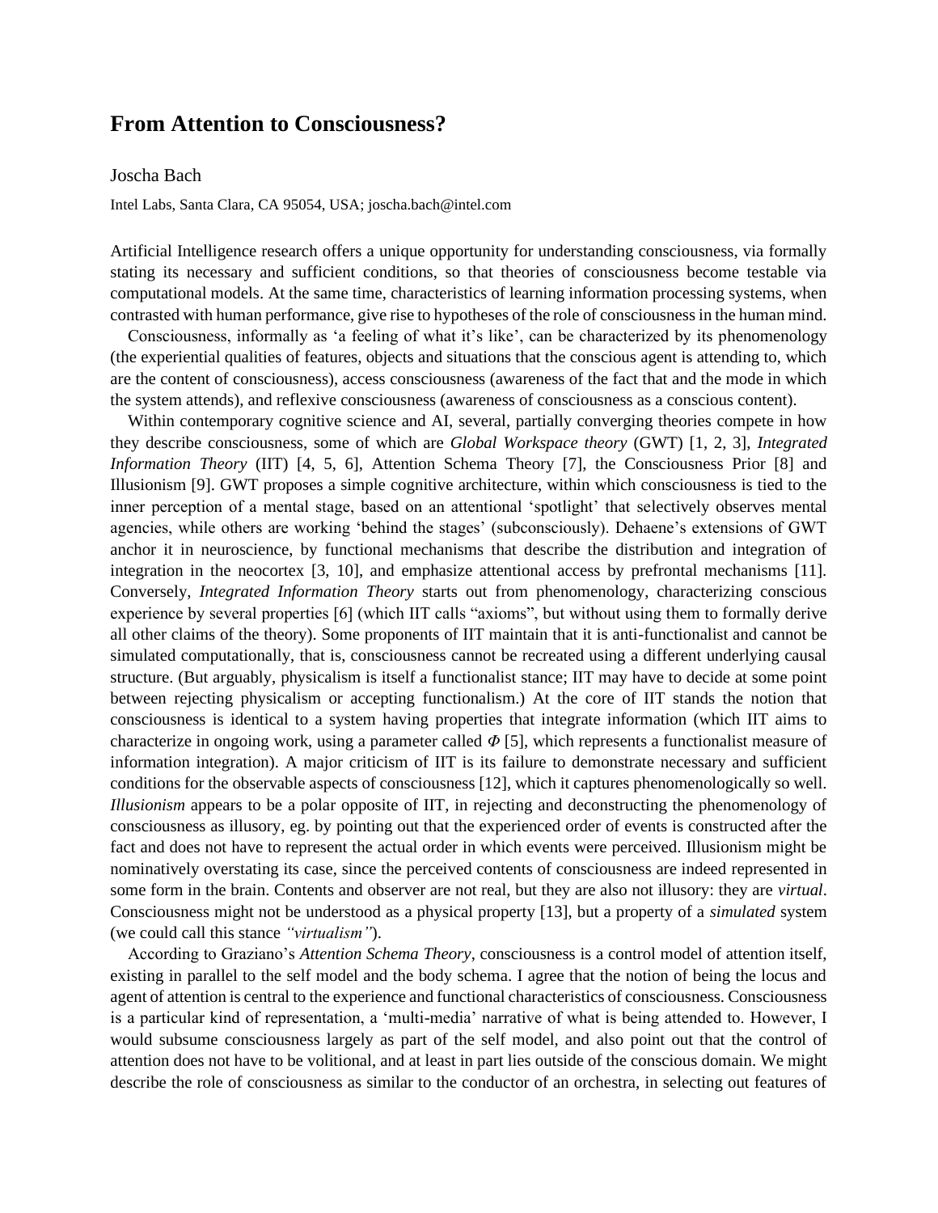# From Attention to Consciousness?

Joscha Bach

Intel Labs, Santa Clara, CA 95054, USA; joscha.bach@intel.com

Artificial Intelligence research offers a unique opportunity for understanding consciousness, via formally stating its necessary and sufficient conditions, so that theories of consciousness become testable via computational models. At the same time, characteristics of learning information processing systems, when contrasted with human performance, give rise to hypotheses of the role of consciousness in the human mind.

Consciousness, informally as 'a feeling of what it's like', can be characterized by its phenomenology (the experiential qualities of features, objects and situations that the conscious agent is attending to, which are the content of consciousness), access consciousness (awareness of the fact that and the mode in which the system attends), and reflexive consciousness (awareness of consciousness as a conscious content).

Within contemporary cognitive science and AI, several, partially converging theories compete in how they describe consciousness, some of which are *Global Workspace theory* (GWT) [1, 2, 3], *Integrated Information Theory* (IIT) [4, 5, 6], Attention Schema Theory [7], the Consciousness Prior [8] and Illusionism [9]. GWT proposes a simple cognitive architecture, within which consciousness is tied to the inner perception of a mental stage, based on an attentional 'spotlight' that selectively observes mental agencies, while others are working 'behind the stages' (subconsciously). Dehaene's extensions of GWT anchor it in neuroscience, by functional mechanisms that describe the distribution and integration of integration in the neocortex [3, 10], and emphasize attentional access by prefrontal mechanisms [11]. Conversely, *Integrated Information Theory* starts out from phenomenology, characterizing conscious experience by several properties [6] (which IIT calls "axioms", but without using them to formally derive all other claims of the theory). Some proponents of IIT maintain that it is anti-functionalist and cannot be simulated computationally, that is, consciousness cannot be recreated using a different underlying causal structure. (But arguably, physicalism is itself a functionalist stance; IIT may have to decide at some point between rejecting physicalism or accepting functionalism.) At the core of IIT stands the notion that consciousness is identical to a system having properties that integrate information (which IIT aims to characterize in ongoing work, using a parameter called $\Phi$ [5], which represents a functionalist measure of information integration). A major criticism of IIT is its failure to demonstrate necessary and sufficient conditions for the observable aspects of consciousness [12], which it captures phenomenologically so well. *Illusionism* appears to be a polar opposite of IIT, in rejecting and deconstructing the phenomenology of consciousness as illusory, eg. by pointing out that the experienced order of events is constructed after the fact and does not have to represent the actual order in which events were perceived. Illusionism might be nominatively overstating its case, since the perceived contents of consciousness are indeed represented in some form in the brain. Contents and observer are not real, but they are also not illusory: they are *virtual*. Consciousness might not be understood as a physical property [13], but a property of a *simulated* system (we could call this stance *"virtualism"*).

According to Graziano's *Attention Schema Theory*, consciousness is a control model of attention itself, existing in parallel to the self model and the body schema. I agree that the notion of being the locus and agent of attention is central to the experience and functional characteristics of consciousness. Consciousness is a particular kind of representation, a 'multi-media' narrative of what is being attended to. However, I would subsume consciousness largely as part of the self model, and also point out that the control of attention does not have to be volitional, and at least in part lies outside of the conscious domain. We might describe the role of consciousness as similar to the conductor of an orchestra, in selecting out features of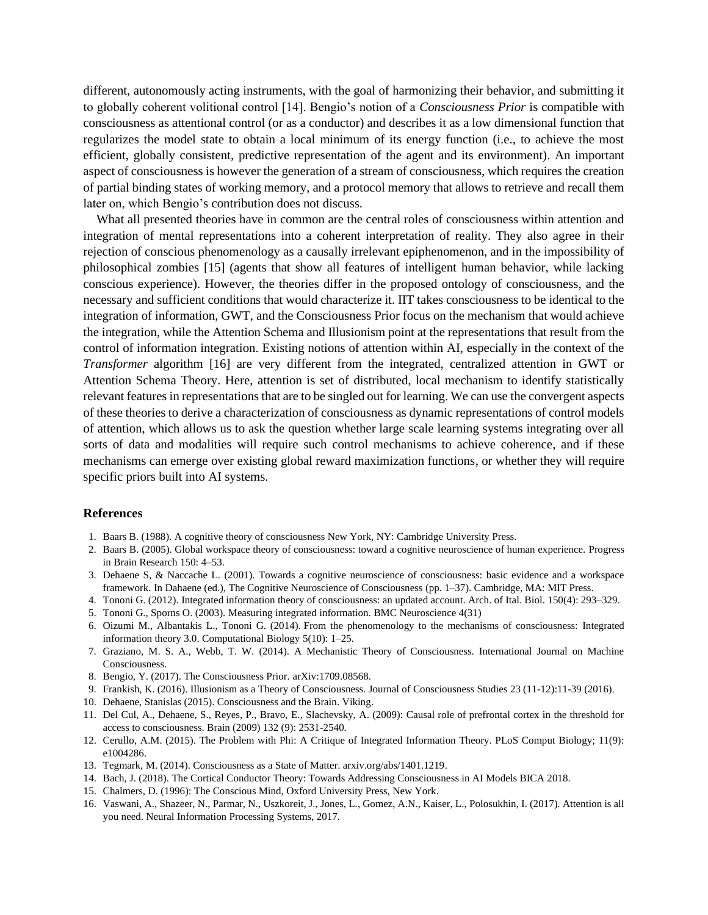different, autonomously acting instruments, with the goal of harmonizing their behavior, and submitting it to globally coherent volitional control [14]. Bengio's notion of a *Consciousness Prior* is compatible with consciousness as attentional control (or as a conductor) and describes it as a low dimensional function that regularizes the model state to obtain a local minimum of its energy function (i.e., to achieve the most efficient, globally consistent, predictive representation of the agent and its environment). An important aspect of consciousness is however the generation of a stream of consciousness, which requires the creation of partial binding states of working memory, and a protocol memory that allows to retrieve and recall them later on, which Bengio's contribution does not discuss.

What all presented theories have in common are the central roles of consciousness within attention and integration of mental representations into a coherent interpretation of reality. They also agree in their rejection of conscious phenomenology as a causally irrelevant epiphenomenon, and in the impossibility of philosophical zombies [15] (agents that show all features of intelligent human behavior, while lacking conscious experience). However, the theories differ in the proposed ontology of consciousness, and the necessary and sufficient conditions that would characterize it. IIT takes consciousness to be identical to the integration of information, GWT, and the Consciousness Prior focus on the mechanism that would achieve the integration, while the Attention Schema and Illusionism point at the representations that result from the control of information integration. Existing notions of attention within AI, especially in the context of the *Transformer* algorithm [16] are very different from the integrated, centralized attention in GWT or Attention Schema Theory. Here, attention is set of distributed, local mechanism to identify statistically relevant features in representations that are to be singled out for learning. We can use the convergent aspects of these theories to derive a characterization of consciousness as dynamic representations of control models of attention, which allows us to ask the question whether large scale learning systems integrating over all sorts of data and modalities will require such control mechanisms to achieve coherence, and if these mechanisms can emerge over existing global reward maximization functions, or whether they will require specific priors built into AI systems.

## References

1. Baars B. (1988). A cognitive theory of consciousness New York, NY: Cambridge University Press.
2. Baars B. (2005). Global workspace theory of consciousness: toward a cognitive neuroscience of human experience. Progress in Brain Research 150: 4–53.
3. Dehaene S, & Naccache L. (2001). Towards a cognitive neuroscience of consciousness: basic evidence and a workspace framework. In Dahaene (ed.), The Cognitive Neuroscience of Consciousness (pp. 1–37). Cambridge, MA: MIT Press.
4. Tononi G. (2012). Integrated information theory of consciousness: an updated account. Arch. of Ital. Biol. 150(4): 293–329.
5. Tononi G., Sporns O. (2003). Measuring integrated information. BMC Neuroscience 4(31)
6. Oizumi M., Albantakis L., Tononi G. (2014). From the phenomenology to the mechanisms of consciousness: Integrated information theory 3.0. Computational Biology 5(10): 1–25.
7. Graziano, M. S. A., Webb, T. W. (2014). A Mechanistic Theory of Consciousness. International Journal on Machine Consciousness.
8. Bengio, Y. (2017). The Consciousness Prior. arXiv:1709.08568.
9. Frankish, K. (2016). Illusionism as a Theory of Consciousness. Journal of Consciousness Studies 23 (11-12):11-39 (2016).
10. Dehaene, Stanislas (2015). Consciousness and the Brain. Viking.
11. Del Cul, A., Dehaene, S., Reyes, P., Bravo, E., Slachevsky, A. (2009): Causal role of prefrontal cortex in the threshold for access to consciousness. Brain (2009) 132 (9): 2531-2540.
12. Cerullo, A.M. (2015). The Problem with Phi: A Critique of Integrated Information Theory. PLoS Comput Biology; 11(9): e1004286.
13. Tegmark, M. (2014). Consciousness as a State of Matter. arxiv.org/abs/1401.1219.
14. Bach, J. (2018). The Cortical Conductor Theory: Towards Addressing Consciousness in AI Models BICA 2018.
15. Chalmers, D. (1996): The Conscious Mind, Oxford University Press, New York.
16. Vaswani, A., Shazeer, N., Parmar, N., Uszkoreit, J., Jones, L., Gomez, A.N., Kaiser, L., Polosukhin, I. (2017). Attention is all you need. Neural Information Processing Systems, 2017.